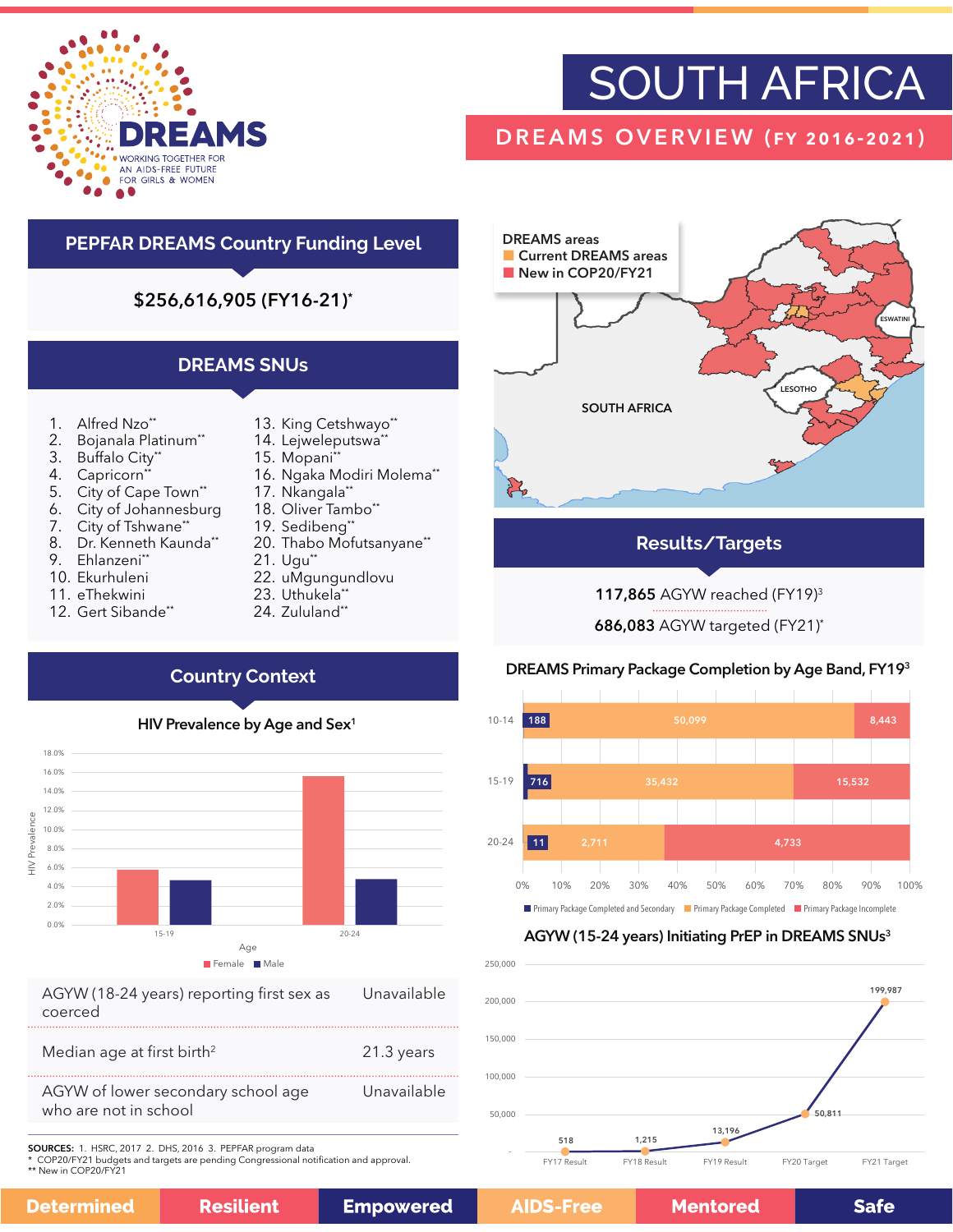# SOUTH AFRICA

## DREAMS OVERVIEW (FY 2016-2021)

DREAMS — WORKING TOGETHER FOR AN AIDS-FREE FUTURE FOR GIRLS & WOMEN

## PEPFAR DREAMS Country Funding Level

**$256,616,905 (FY16-21)***

## DREAMS SNUs

1. Alfred Nzo**
2. Bojanala Platinum**
3. Buffalo City**
4. Capricorn**
5. City of Cape Town**
6. City of Johannesburg
7. City of Tshwane**
8. Dr. Kenneth Kaunda**
9. Ehlanzeni**
10. Ekurhuleni
11. eThekwini
12. Gert Sibande**
13. King Cetshwayo**
14. Lejweleputswa**
15. Mopani**
16. Ngaka Modiri Molema**
17. Nkangala**
18. Oliver Tambo**
19. Sedibeng**
20. Thabo Mofutsanyane**
21. Ugu**
22. uMgungundlovu
23. Uthukela**
24. Zululand**

DREAMS areas
- Current DREAMS areas
- New in COP20/FY21

## Results/Targets

**117,865** AGYW reached (FY19)[3]

**686,083** AGYW targeted (FY21)*

### DREAMS Primary Package Completion by Age Band, FY19[3]

| Age band | Primary Package Completed and Secondary | Primary Package Completed | Primary Package Incomplete |
|---|---|---|---|
| 10-14 | 188 | 50,099 | 8,443 |
| 15-19 | 716 | 35,432 | 15,532 |
| 20-24 | 11 | 2,711 | 4,733 |

### AGYW (15-24 years) Initiating PrEP in DREAMS SNUs[3]

| FY17 Result | FY18 Result | FY19 Result | FY20 Target | FY21 Target |
|---|---|---|---|---|
| 518 | 1,215 | 13,196 | 50,811 | 199,987 |

## Country Context

### HIV Prevalence by Age and Sex[1]

| Age | Female | Male |
|---|---|---|
| 15-19 | ~5.8% | ~4.7% |
| 20-24 | ~15.6% | ~4.8% |

| | |
|---|---|
| AGYW (18-24 years) reporting first sex as coerced | Unavailable |
| Median age at first birth[2] | 21.3 years |
| AGYW of lower secondary school age who are not in school | Unavailable |

SOURCES: 1. HSRC, 2017 2. DHS, 2016 3. PEPFAR program data
\* COP20/FY21 budgets and targets are pending Congressional notification and approval.
** New in COP20/FY21

Determined | Resilient | Empowered | AIDS-Free | Mentored | Safe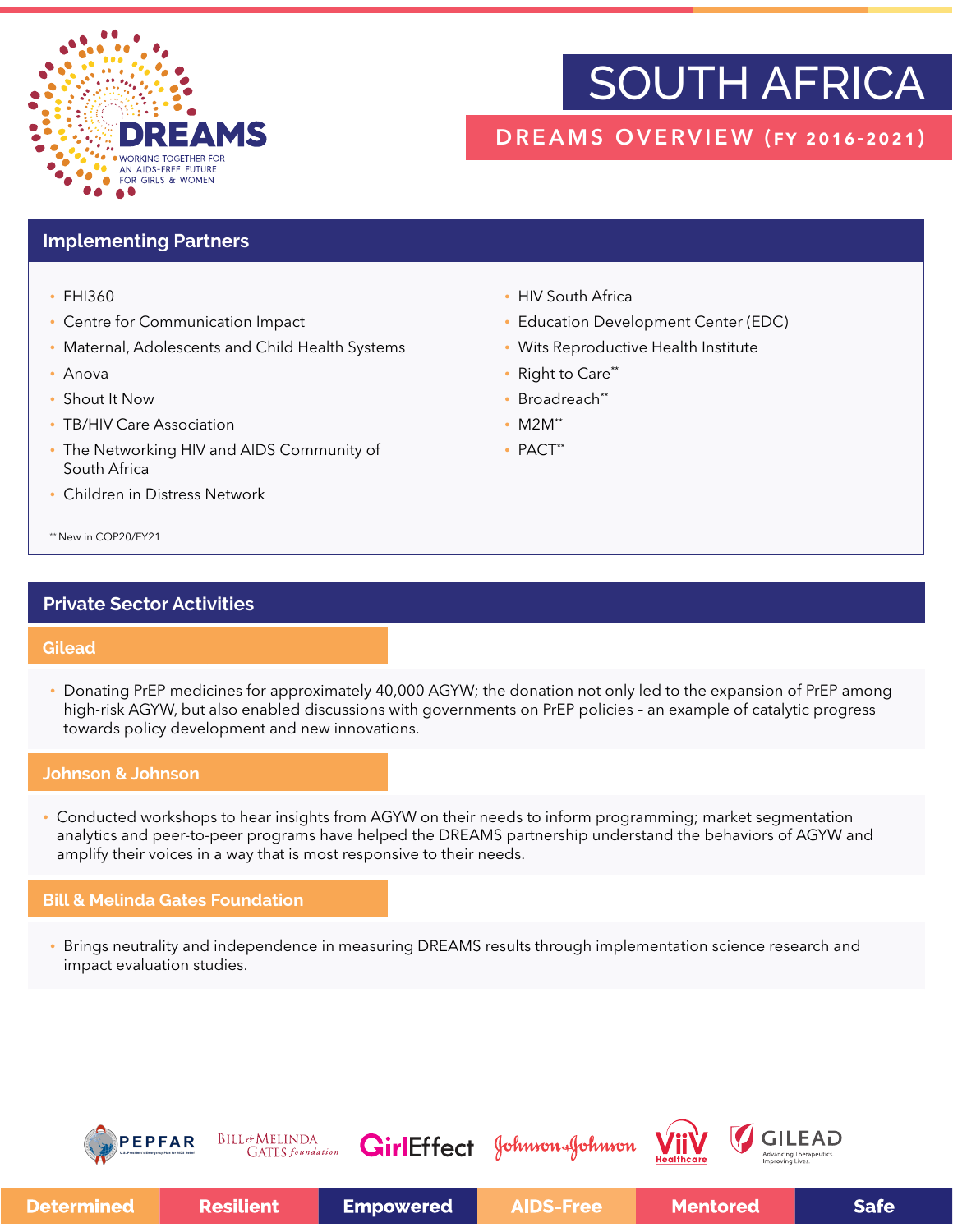DREAMS

WORKING TOGETHER FOR AN AIDS-FREE FUTURE FOR GIRLS & WOMEN

# SOUTH AFRICA

## DREAMS OVERVIEW (FY 2016-2021)

### Implementing Partners

- FHI360
- Centre for Communication Impact
- Maternal, Adolescents and Child Health Systems
- Anova
- Shout It Now
- TB/HIV Care Association
- The Networking HIV and AIDS Community of South Africa
- Children in Distress Network
- HIV South Africa
- Education Development Center (EDC)
- Wits Reproductive Health Institute
- Right to Care**
- Broadreach**
- M2M**
- PACT**

** New in COP20/FY21

### Private Sector Activities

#### Gilead

- Donating PrEP medicines for approximately 40,000 AGYW; the donation not only led to the expansion of PrEP among high-risk AGYW, but also enabled discussions with governments on PrEP policies – an example of catalytic progress towards policy development and new innovations.

#### Johnson & Johnson

- Conducted workshops to hear insights from AGYW on their needs to inform programming; market segmentation analytics and peer-to-peer programs have helped the DREAMS partnership understand the behaviors of AGYW and amplify their voices in a way that is most responsive to their needs.

#### Bill & Melinda Gates Foundation

- Brings neutrality and independence in measuring DREAMS results through implementation science research and impact evaluation studies.

PEPFAR | BILL & MELINDA GATES foundation | GirlEffect | Johnson & Johnson | ViiV Healthcare | GILEAD

Determined | Resilient | Empowered | AIDS-Free | Mentored | Safe